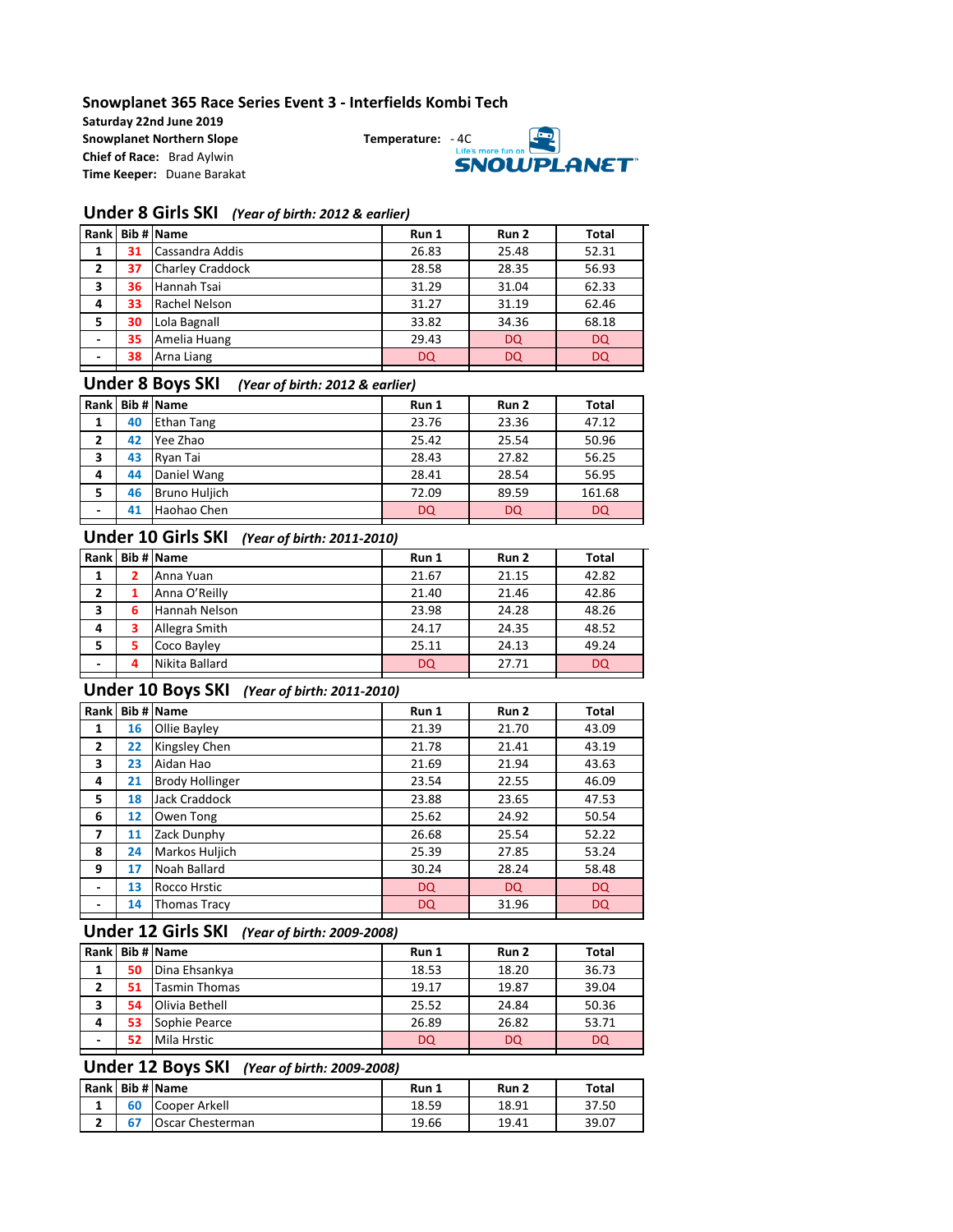# Snowplanet 365 Race Series Event 3 - Interfields Kombi Tech

**Saturday 22nd June 2019**
**Snowplanet Northern Slope** **Temperature:** - 4C
**Chief of Race:** Brad Aylwin
**Time Keeper:** Duane Barakat

## Under 8 Girls SKI *(Year of birth: 2012 & earlier)*

| Rank | Bib # | Name | Run 1 | Run 2 | Total |
|---|---|---|---|---|---|
| 1 | 31 | Cassandra Addis | 26.83 | 25.48 | 52.31 |
| 2 | 37 | Charley Craddock | 28.58 | 28.35 | 56.93 |
| 3 | 36 | Hannah Tsai | 31.29 | 31.04 | 62.33 |
| 4 | 33 | Rachel Nelson | 31.27 | 31.19 | 62.46 |
| 5 | 30 | Lola Bagnall | 33.82 | 34.36 | 68.18 |
| - | 35 | Amelia Huang | 29.43 | DQ | DQ |
| - | 38 | Arna Liang | DQ | DQ | DQ |

## Under 8 Boys SKI *(Year of birth: 2012 & earlier)*

| Rank | Bib # | Name | Run 1 | Run 2 | Total |
|---|---|---|---|---|---|
| 1 | 40 | Ethan Tang | 23.76 | 23.36 | 47.12 |
| 2 | 42 | Yee Zhao | 25.42 | 25.54 | 50.96 |
| 3 | 43 | Ryan Tai | 28.43 | 27.82 | 56.25 |
| 4 | 44 | Daniel Wang | 28.41 | 28.54 | 56.95 |
| 5 | 46 | Bruno Huljich | 72.09 | 89.59 | 161.68 |
| - | 41 | Haohao Chen | DQ | DQ | DQ |

## Under 10 Girls SKI *(Year of birth: 2011-2010)*

| Rank | Bib # | Name | Run 1 | Run 2 | Total |
|---|---|---|---|---|---|
| 1 | 2 | Anna Yuan | 21.67 | 21.15 | 42.82 |
| 2 | 1 | Anna O'Reilly | 21.40 | 21.46 | 42.86 |
| 3 | 6 | Hannah Nelson | 23.98 | 24.28 | 48.26 |
| 4 | 3 | Allegra Smith | 24.17 | 24.35 | 48.52 |
| 5 | 5 | Coco Bayley | 25.11 | 24.13 | 49.24 |
| - | 4 | Nikita Ballard | DQ | 27.71 | DQ |

## Under 10 Boys SKI *(Year of birth: 2011-2010)*

| Rank | Bib # | Name | Run 1 | Run 2 | Total |
|---|---|---|---|---|---|
| 1 | 16 | Ollie Bayley | 21.39 | 21.70 | 43.09 |
| 2 | 22 | Kingsley Chen | 21.78 | 21.41 | 43.19 |
| 3 | 23 | Aidan Hao | 21.69 | 21.94 | 43.63 |
| 4 | 21 | Brody Hollinger | 23.54 | 22.55 | 46.09 |
| 5 | 18 | Jack Craddock | 23.88 | 23.65 | 47.53 |
| 6 | 12 | Owen Tong | 25.62 | 24.92 | 50.54 |
| 7 | 11 | Zack Dunphy | 26.68 | 25.54 | 52.22 |
| 8 | 24 | Markos Huljich | 25.39 | 27.85 | 53.24 |
| 9 | 17 | Noah Ballard | 30.24 | 28.24 | 58.48 |
| - | 13 | Rocco Hrstic | DQ | DQ | DQ |
| - | 14 | Thomas Tracy | DQ | 31.96 | DQ |

## Under 12 Girls SKI *(Year of birth: 2009-2008)*

| Rank | Bib # | Name | Run 1 | Run 2 | Total |
|---|---|---|---|---|---|
| 1 | 50 | Dina Ehsankya | 18.53 | 18.20 | 36.73 |
| 2 | 51 | Tasmin Thomas | 19.17 | 19.87 | 39.04 |
| 3 | 54 | Olivia Bethell | 25.52 | 24.84 | 50.36 |
| 4 | 53 | Sophie Pearce | 26.89 | 26.82 | 53.71 |
| - | 52 | Mila Hrstic | DQ | DQ | DQ |

## Under 12 Boys SKI *(Year of birth: 2009-2008)*

| Rank | Bib # | Name | Run 1 | Run 2 | Total |
|---|---|---|---|---|---|
| 1 | 60 | Cooper Arkell | 18.59 | 18.91 | 37.50 |
| 2 | 67 | Oscar Chesterman | 19.66 | 19.41 | 39.07 |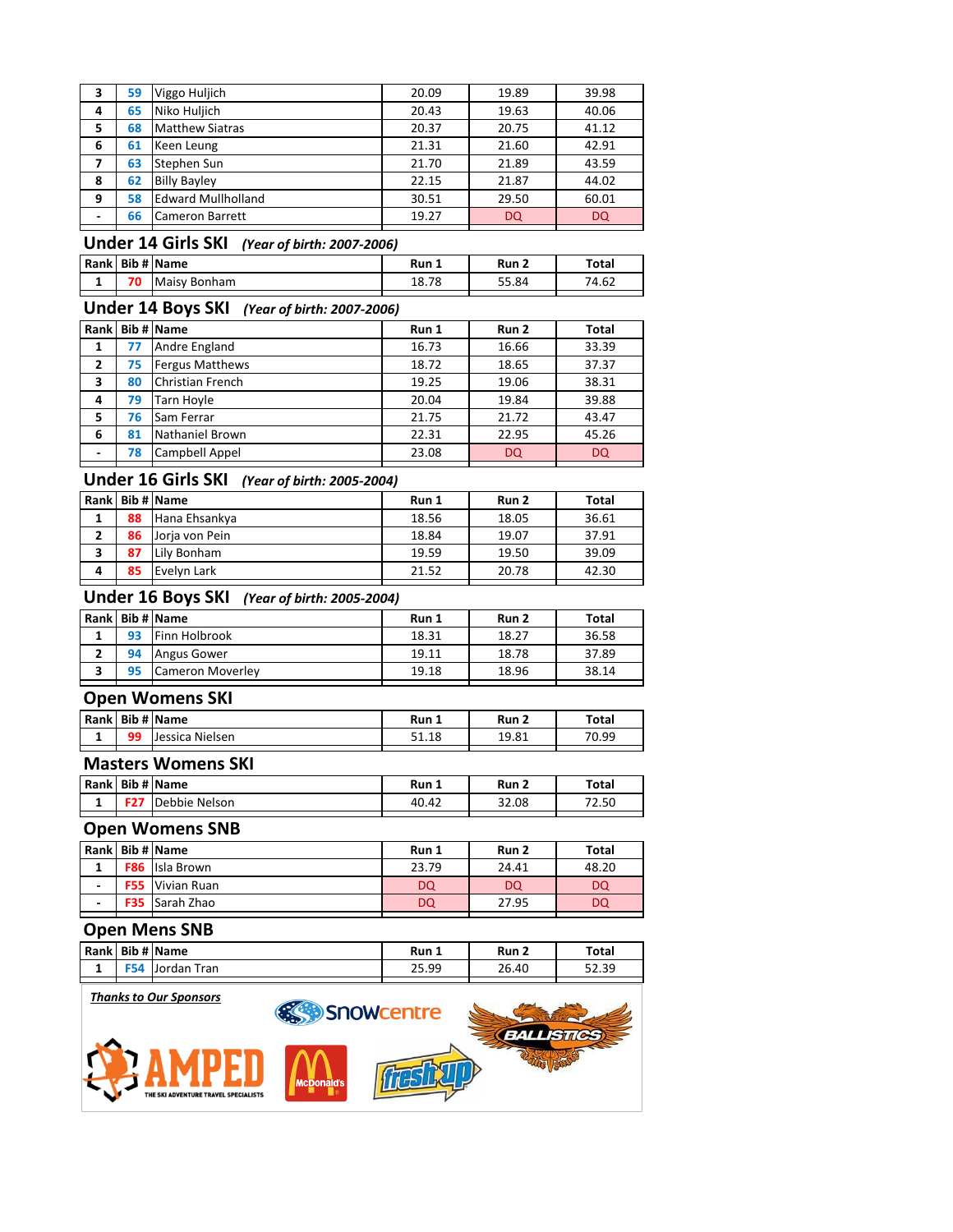| | | | | | |
|---|---|---|---|---|---|
| 3 | 59 | Viggo Huljich | 20.09 | 19.89 | 39.98 |
| 4 | 65 | Niko Huljich | 20.43 | 19.63 | 40.06 |
| 5 | 68 | Matthew Siatras | 20.37 | 20.75 | 41.12 |
| 6 | 61 | Keen Leung | 21.31 | 21.60 | 42.91 |
| 7 | 63 | Stephen Sun | 21.70 | 21.89 | 43.59 |
| 8 | 62 | Billy Bayley | 22.15 | 21.87 | 44.02 |
| 9 | 58 | Edward Mullholland | 30.51 | 29.50 | 60.01 |
| - | 66 | Cameron Barrett | 19.27 | DQ | DQ |

## Under 14 Girls SKI *(Year of birth: 2007-2006)*

| Rank | Bib # | Name | Run 1 | Run 2 | Total |
|---|---|---|---|---|---|
| 1 | 70 | Maisy Bonham | 18.78 | 55.84 | 74.62 |

## Under 14 Boys SKI *(Year of birth: 2007-2006)*

| Rank | Bib # | Name | Run 1 | Run 2 | Total |
|---|---|---|---|---|---|
| 1 | 77 | Andre England | 16.73 | 16.66 | 33.39 |
| 2 | 75 | Fergus Matthews | 18.72 | 18.65 | 37.37 |
| 3 | 80 | Christian French | 19.25 | 19.06 | 38.31 |
| 4 | 79 | Tarn Hoyle | 20.04 | 19.84 | 39.88 |
| 5 | 76 | Sam Ferrar | 21.75 | 21.72 | 43.47 |
| 6 | 81 | Nathaniel Brown | 22.31 | 22.95 | 45.26 |
| - | 78 | Campbell Appel | 23.08 | DQ | DQ |

## Under 16 Girls SKI *(Year of birth: 2005-2004)*

| Rank | Bib # | Name | Run 1 | Run 2 | Total |
|---|---|---|---|---|---|
| 1 | 88 | Hana Ehsankya | 18.56 | 18.05 | 36.61 |
| 2 | 86 | Jorja von Pein | 18.84 | 19.07 | 37.91 |
| 3 | 87 | Lily Bonham | 19.59 | 19.50 | 39.09 |
| 4 | 85 | Evelyn Lark | 21.52 | 20.78 | 42.30 |

## Under 16 Boys SKI *(Year of birth: 2005-2004)*

| Rank | Bib # | Name | Run 1 | Run 2 | Total |
|---|---|---|---|---|---|
| 1 | 93 | Finn Holbrook | 18.31 | 18.27 | 36.58 |
| 2 | 94 | Angus Gower | 19.11 | 18.78 | 37.89 |
| 3 | 95 | Cameron Moverley | 19.18 | 18.96 | 38.14 |

## Open Womens SKI

| Rank | Bib # | Name | Run 1 | Run 2 | Total |
|---|---|---|---|---|---|
| 1 | 99 | Jessica Nielsen | 51.18 | 19.81 | 70.99 |

## Masters Womens SKI

| Rank | Bib # | Name | Run 1 | Run 2 | Total |
|---|---|---|---|---|---|
| 1 | F27 | Debbie Nelson | 40.42 | 32.08 | 72.50 |

## Open Womens SNB

| Rank | Bib # | Name | Run 1 | Run 2 | Total |
|---|---|---|---|---|---|
| 1 | F86 | Isla Brown | 23.79 | 24.41 | 48.20 |
| - | F55 | Vivian Ruan | DQ | DQ | DQ |
| - | F35 | Sarah Zhao | DQ | 27.95 | DQ |

## Open Mens SNB

| Rank | Bib # | Name | Run 1 | Run 2 | Total |
|---|---|---|---|---|---|
| 1 | F54 | Jordan Tran | 25.99 | 26.40 | 52.39 |

***Thanks to Our Sponsors***

snowcentre

BALLISTICS

AMPED THE SKI ADVENTURE TRAVEL SPECIALISTS

McDonald's

fresh up